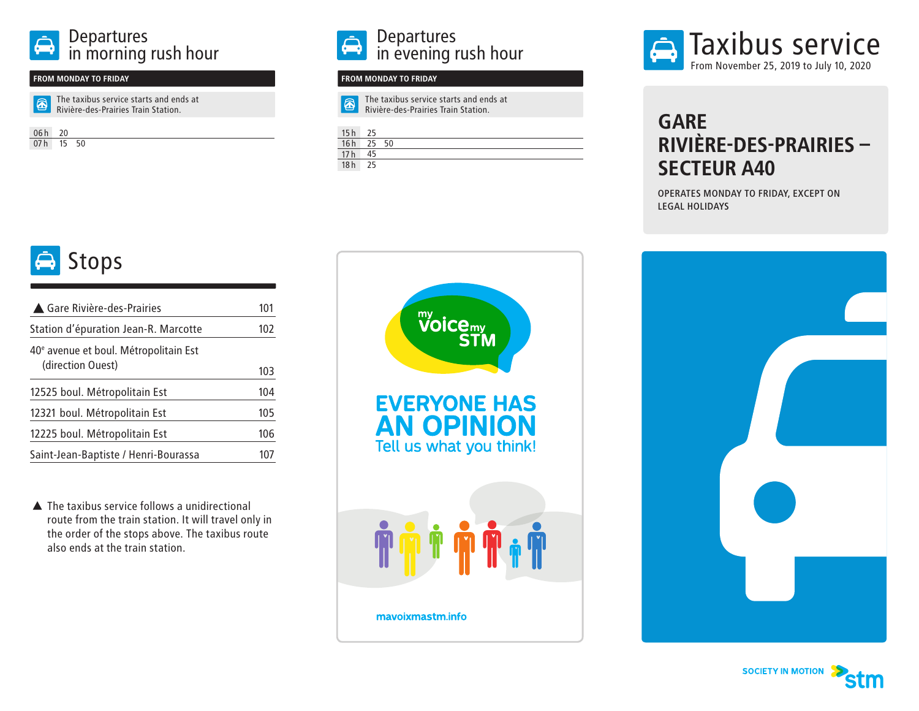# Taxibus service

From November 25, 2019 to July 10, 2020

## GARE RIVIÈRE-DES-PRAIRIES – SECTEUR A40

OPERATES MONDAY TO FRIDAY, EXCEPT ON LEGAL HOLIDAYS

## Departures in morning rush hour

**FROM MONDAY TO FRIDAY**

The taxibus service starts and ends at Rivière-des-Prairies Train Station.

| Hour | Minutes |
|---|---|
| 06 h | 20 |
| 07 h | 15 50 |

## Departures in evening rush hour

**FROM MONDAY TO FRIDAY**

The taxibus service starts and ends at Rivière-des-Prairies Train Station.

| Hour | Minutes |
|---|---|
| 15 h | 25 |
| 16 h | 25 50 |
| 17 h | 45 |
| 18 h | 25 |

## Stops

| Stop | No. |
|---|---|
| ▲ Gare Rivière-des-Prairies | 101 |
| Station d'épuration Jean-R. Marcotte | 102 |
| 40e avenue et boul. Métropolitain Est (direction Ouest) | 103 |
| 12525 boul. Métropolitain Est | 104 |
| 12321 boul. Métropolitain Est | 105 |
| 12225 boul. Métropolitain Est | 106 |
| Saint-Jean-Baptiste / Henri-Bourassa | 107 |

▲ The taxibus service follows a unidirectional route from the train station. It will travel only in the order of the stops above. The taxibus route also ends at the train station.

my voice my STM

**EVERYONE HAS AN OPINION**

Tell us what you think!

mavoixmastm.info

SOCIETY IN MOTION stm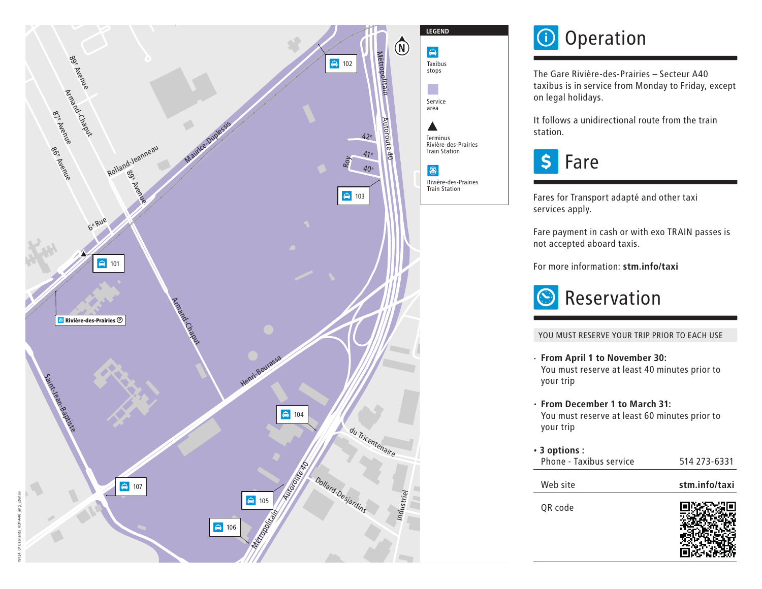LEGEND

Taxibus stops

Service area

Terminus Rivière-des-Prairies Train Station

Rivière-des-Prairies Train Station

# Operation

The Gare Rivière-des-Prairies – Secteur A40 taxibus is in service from Monday to Friday, except on legal holidays.

It follows a unidirectional route from the train station.

# Fare

Fares for Transport adapté and other taxi services apply.

Fare payment in cash or with exo TRAIN passes is not accepted aboard taxis.

For more information: **stm.info/taxi**

# Reservation

YOU MUST RESERVE YOUR TRIP PRIOR TO EACH USE

- **From April 1 to November 30:** You must reserve at least 40 minutes prior to your trip
- **From December 1 to March 31:** You must reserve at least 60 minutes prior to your trip
- **3 options :**

| | |
|---|---|
| Phone - Taxibus service | 514 273-6331 |
| Web site | **stm.info/taxi** |
| QR code | |